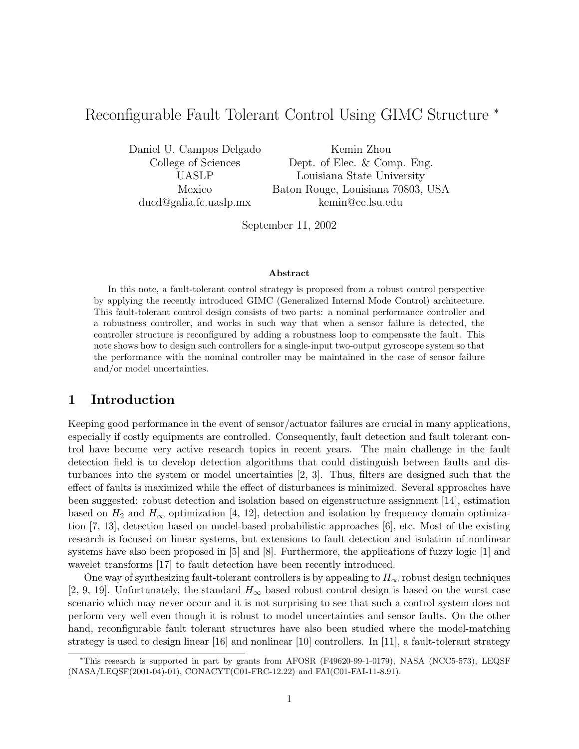# Reconfigurable Fault Tolerant Control Using GIMC Structure *

Daniel U. Campos Delgado
College of Sciences
UASLP
Mexico
ducd@galia.fc.uaslp.mx

Kemin Zhou
Dept. of Elec. & Comp. Eng.
Louisiana State University
Baton Rouge, Louisiana 70803, USA
kemin@ee.lsu.edu

September 11, 2002

**Abstract**

In this note, a fault-tolerant control strategy is proposed from a robust control perspective by applying the recently introduced GIMC (Generalized Internal Mode Control) architecture. This fault-tolerant control design consists of two parts: a nominal performance controller and a robustness controller, and works in such way that when a sensor failure is detected, the controller structure is reconfigured by adding a robustness loop to compensate the fault. This note shows how to design such controllers for a single-input two-output gyroscope system so that the performance with the nominal controller may be maintained in the case of sensor failure and/or model uncertainties.

## 1 Introduction

Keeping good performance in the event of sensor/actuator failures are crucial in many applications, especially if costly equipments are controlled. Consequently, fault detection and fault tolerant control have become very active research topics in recent years. The main challenge in the fault detection field is to develop detection algorithms that could distinguish between faults and disturbances into the system or model uncertainties [2, 3]. Thus, filters are designed such that the effect of faults is maximized while the effect of disturbances is minimized. Several approaches have been suggested: robust detection and isolation based on eigenstructure assignment [14], estimation based on $H_2$ and $H_\infty$ optimization [4, 12], detection and isolation by frequency domain optimization [7, 13], detection based on model-based probabilistic approaches [6], etc. Most of the existing research is focused on linear systems, but extensions to fault detection and isolation of nonlinear systems have also been proposed in [5] and [8]. Furthermore, the applications of fuzzy logic [1] and wavelet transforms [17] to fault detection have been recently introduced.

One way of synthesizing fault-tolerant controllers is by appealing to $H_\infty$ robust design techniques [2, 9, 19]. Unfortunately, the standard $H_\infty$ based robust control design is based on the worst case scenario which may never occur and it is not surprising to see that such a control system does not perform very well even though it is robust to model uncertainties and sensor faults. On the other hand, reconfigurable fault tolerant structures have also been studied where the model-matching strategy is used to design linear [16] and nonlinear [10] controllers. In [11], a fault-tolerant strategy

*This research is supported in part by grants from AFOSR (F49620-99-1-0179), NASA (NCC5-573), LEQSF (NASA/LEQSF(2001-04)-01), CONACYT(C01-FRC-12.22) and FAI(C01-FAI-11-8.91).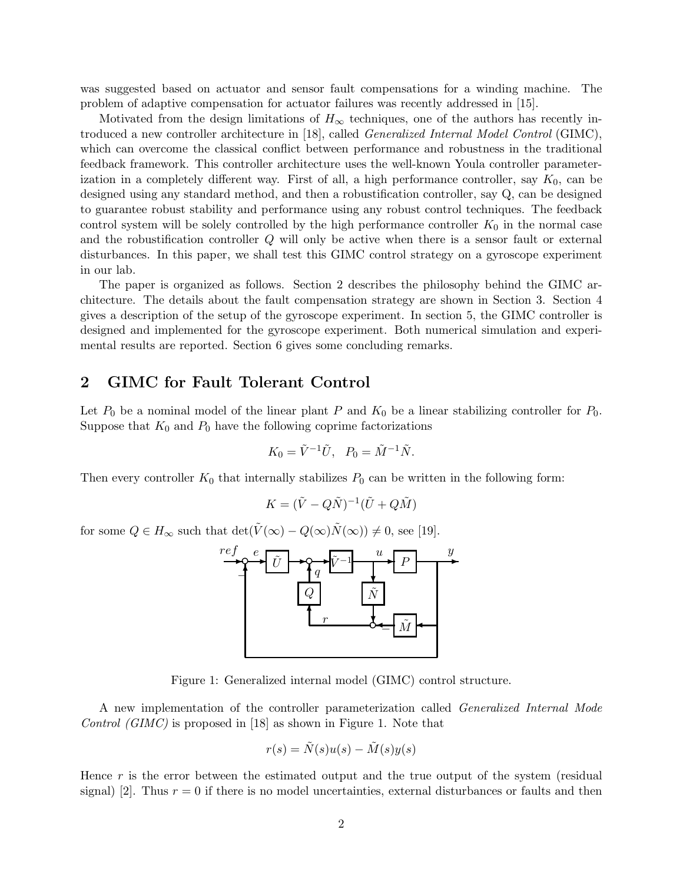was suggested based on actuator and sensor fault compensations for a winding machine. The problem of adaptive compensation for actuator failures was recently addressed in [15].

Motivated from the design limitations of $H_\infty$ techniques, one of the authors has recently introduced a new controller architecture in [18], called *Generalized Internal Model Control* (GIMC), which can overcome the classical conflict between performance and robustness in the traditional feedback framework. This controller architecture uses the well-known Youla controller parameterization in a completely different way. First of all, a high performance controller, say $K_0$, can be designed using any standard method, and then a robustification controller, say Q, can be designed to guarantee robust stability and performance using any robust control techniques. The feedback control system will be solely controlled by the high performance controller $K_0$ in the normal case and the robustification controller $Q$ will only be active when there is a sensor fault or external disturbances. In this paper, we shall test this GIMC control strategy on a gyroscope experiment in our lab.

The paper is organized as follows. Section 2 describes the philosophy behind the GIMC architecture. The details about the fault compensation strategy are shown in Section 3. Section 4 gives a description of the setup of the gyroscope experiment. In section 5, the GIMC controller is designed and implemented for the gyroscope experiment. Both numerical simulation and experimental results are reported. Section 6 gives some concluding remarks.

## 2 GIMC for Fault Tolerant Control

Let $P_0$ be a nominal model of the linear plant $P$ and $K_0$ be a linear stabilizing controller for $P_0$. Suppose that $K_0$ and $P_0$ have the following coprime factorizations

$$K_0 = \tilde{V}^{-1}\tilde{U}, \quad P_0 = \tilde{M}^{-1}\tilde{N}.$$

Then every controller $K_0$ that internally stabilizes $P_0$ can be written in the following form:

$$K = (\tilde{V} - Q\tilde{N})^{-1}(\tilde{U} + Q\tilde{M})$$

for some $Q \in H_\infty$ such that $\det(\tilde{V}(\infty) - Q(\infty)\tilde{N}(\infty)) \neq 0$, see [19].

Figure 1: Generalized internal model (GIMC) control structure.

A new implementation of the controller parameterization called *Generalized Internal Mode Control (GIMC)* is proposed in [18] as shown in Figure 1. Note that

$$r(s) = \tilde{N}(s)u(s) - \tilde{M}(s)y(s)$$

Hence $r$ is the error between the estimated output and the true output of the system (residual signal) [2]. Thus $r = 0$ if there is no model uncertainties, external disturbances or faults and then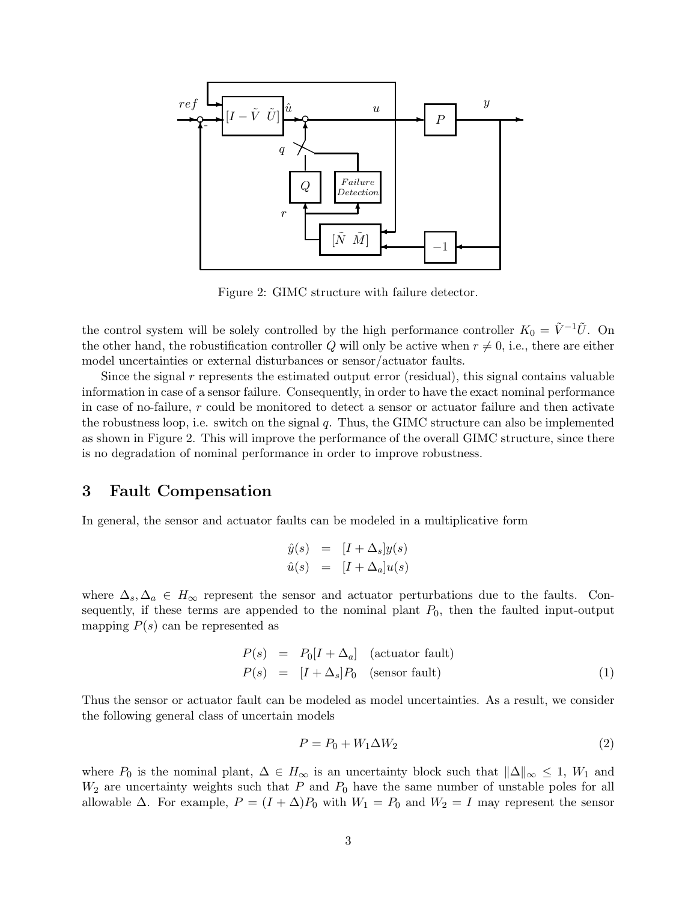Figure 2: GIMC structure with failure detector.

the control system will be solely controlled by the high performance controller $K_0 = \tilde{V}^{-1}\tilde{U}$. On the other hand, the robustification controller $Q$ will only be active when $r \neq 0$, i.e., there are either model uncertainties or external disturbances or sensor/actuator faults.

Since the signal $r$ represents the estimated output error (residual), this signal contains valuable information in case of a sensor failure. Consequently, in order to have the exact nominal performance in case of no-failure, $r$ could be monitored to detect a sensor or actuator failure and then activate the robustness loop, i.e. switch on the signal $q$. Thus, the GIMC structure can also be implemented as shown in Figure 2. This will improve the performance of the overall GIMC structure, since there is no degradation of nominal performance in order to improve robustness.

## 3 Fault Compensation

In general, the sensor and actuator faults can be modeled in a multiplicative form

$$\begin{aligned} \hat{y}(s) &= [I + \Delta_s]y(s) \\ \hat{u}(s) &= [I + \Delta_a]u(s) \end{aligned}$$

where $\Delta_s, \Delta_a \in H_\infty$ represent the sensor and actuator perturbations due to the faults. Consequently, if these terms are appended to the nominal plant $P_0$, then the faulted input-output mapping $P(s)$ can be represented as

$$\begin{aligned} P(s) &= P_0[I + \Delta_a] \quad \text{(actuator fault)} \\ P(s) &= [I + \Delta_s]P_0 \quad \text{(sensor fault)} \end{aligned} \tag{1}$$

Thus the sensor or actuator fault can be modeled as model uncertainties. As a result, we consider the following general class of uncertain models

$$P = P_0 + W_1 \Delta W_2 \tag{2}$$

where $P_0$ is the nominal plant, $\Delta \in H_\infty$ is an uncertainty block such that $\|\Delta\|_\infty \leq 1$, $W_1$ and $W_2$ are uncertainty weights such that $P$ and $P_0$ have the same number of unstable poles for all allowable $\Delta$. For example, $P = (I + \Delta)P_0$ with $W_1 = P_0$ and $W_2 = I$ may represent the sensor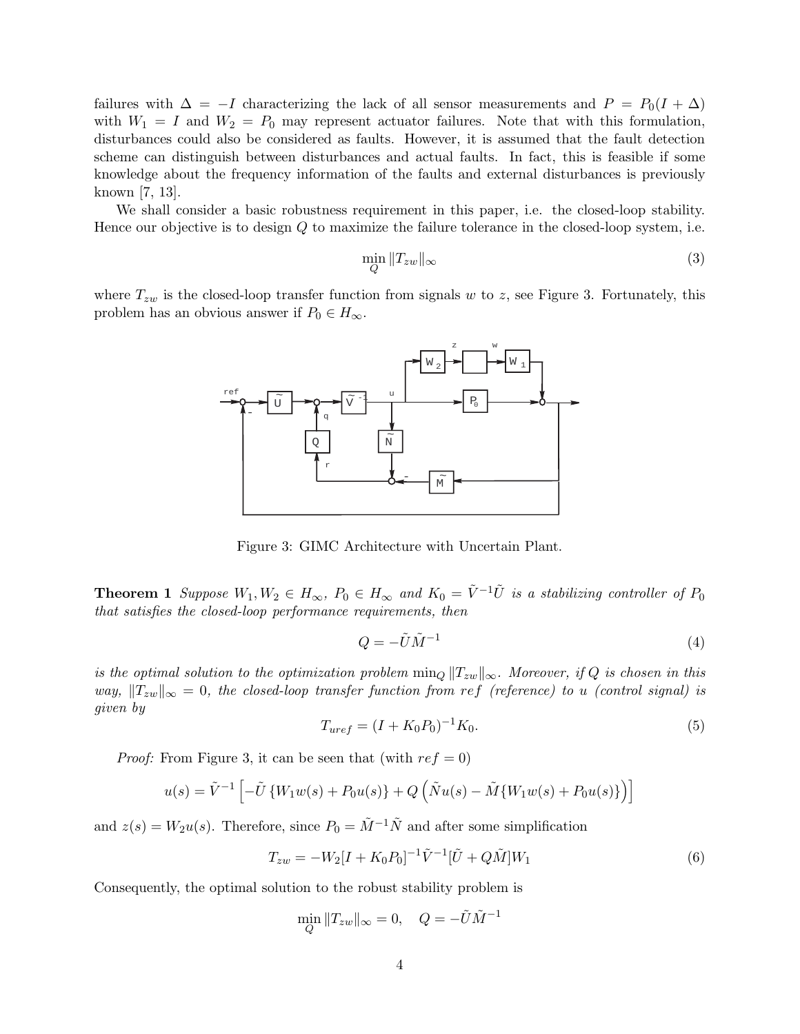failures with $\Delta = -I$ characterizing the lack of all sensor measurements and $P = P_0(I + \Delta)$ with $W_1 = I$ and $W_2 = P_0$ may represent actuator failures. Note that with this formulation, disturbances could also be considered as faults. However, it is assumed that the fault detection scheme can distinguish between disturbances and actual faults. In fact, this is feasible if some knowledge about the frequency information of the faults and external disturbances is previously known [7, 13].

We shall consider a basic robustness requirement in this paper, i.e. the closed-loop stability. Hence our objective is to design $Q$ to maximize the failure tolerance in the closed-loop system, i.e.

$$\min_{Q} \|T_{zw}\|_\infty \tag{3}$$

where $T_{zw}$ is the closed-loop transfer function from signals $w$ to $z$, see Figure 3. Fortunately, this problem has an obvious answer if $P_0 \in H_\infty$.

Figure 3: GIMC Architecture with Uncertain Plant.

**Theorem 1** *Suppose $W_1, W_2 \in H_\infty$, $P_0 \in H_\infty$ and $K_0 = \tilde{V}^{-1}\tilde{U}$ is a stabilizing controller of $P_0$ that satisfies the closed-loop performance requirements, then*

$$Q = -\tilde{U}\tilde{M}^{-1} \tag{4}$$

*is the optimal solution to the optimization problem $\min_Q \|T_{zw}\|_\infty$. Moreover, if $Q$ is chosen in this way, $\|T_{zw}\|_\infty = 0$, the closed-loop transfer function from $ref$ (reference) to $u$ (control signal) is given by*

$$T_{uref} = (I + K_0P_0)^{-1}K_0. \tag{5}$$

*Proof:* From Figure 3, it can be seen that (with $ref = 0$)

$$u(s) = \tilde{V}^{-1}\left[-\tilde{U}\left\{W_1w(s) + P_0u(s)\right\} + Q\left(\tilde{N}u(s) - \tilde{M}\{W_1w(s) + P_0u(s)\}\right)\right]$$

and $z(s) = W_2u(s)$. Therefore, since $P_0 = \tilde{M}^{-1}\tilde{N}$ and after some simplification

$$T_{zw} = -W_2[I + K_0P_0]^{-1}\tilde{V}^{-1}[\tilde{U} + Q\tilde{M}]W_1 \tag{6}$$

Consequently, the optimal solution to the robust stability problem is

$$\min_Q \|T_{zw}\|_\infty = 0, \quad Q = -\tilde{U}\tilde{M}^{-1}$$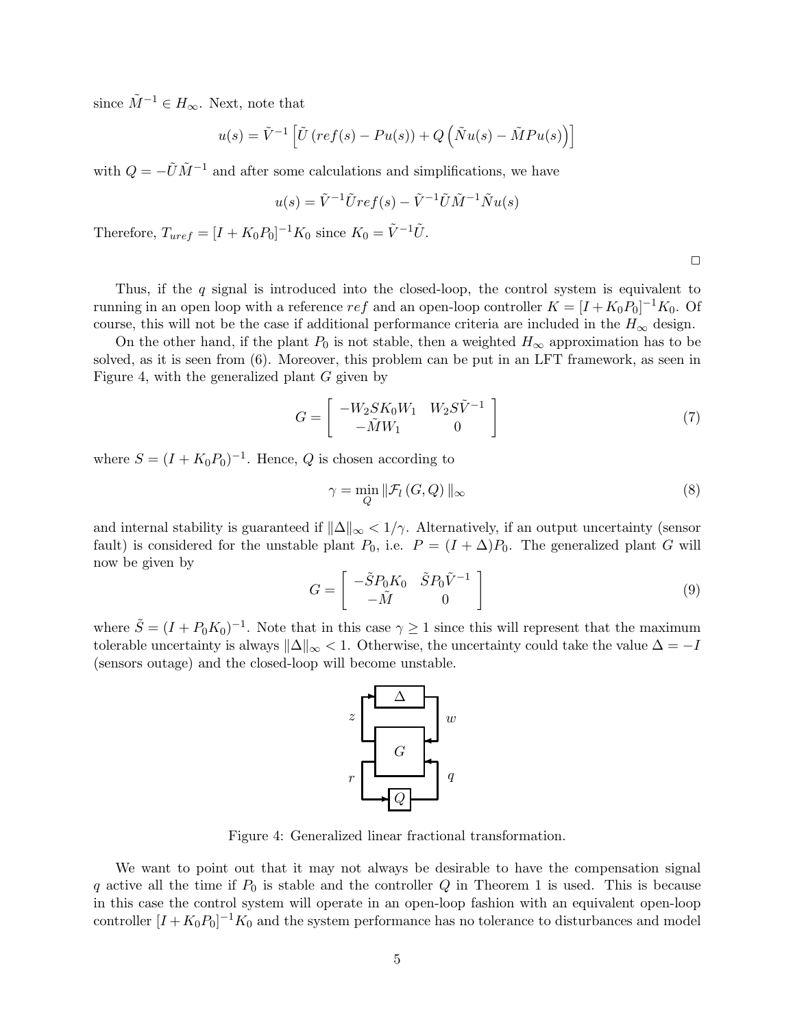since $\tilde{M}^{-1} \in H_\infty$. Next, note that

$$u(s) = \tilde{V}^{-1}\left[\tilde{U}\left(ref(s) - Pu(s)\right) + Q\left(\tilde{N}u(s) - \tilde{M}Pu(s)\right)\right]$$

with $Q = -\tilde{U}\tilde{M}^{-1}$ and after some calculations and simplifications, we have

$$u(s) = \tilde{V}^{-1}\tilde{U}ref(s) - \tilde{V}^{-1}\tilde{U}\tilde{M}^{-1}\tilde{N}u(s)$$

Therefore, $T_{uref} = [I + K_0P_0]^{-1}K_0$ since $K_0 = \tilde{V}^{-1}\tilde{U}$.

□

Thus, if the $q$ signal is introduced into the closed-loop, the control system is equivalent to running in an open loop with a reference $ref$ and an open-loop controller $K = [I + K_0P_0]^{-1}K_0$. Of course, this will not be the case if additional performance criteria are included in the $H_\infty$ design.

On the other hand, if the plant $P_0$ is not stable, then a weighted $H_\infty$ approximation has to be solved, as it is seen from (6). Moreover, this problem can be put in an LFT framework, as seen in Figure 4, with the generalized plant $G$ given by

$$G = \begin{bmatrix} -W_2SK_0W_1 & W_2S\tilde{V}^{-1} \\ -\tilde{M}W_1 & 0 \end{bmatrix} \tag{7}$$

where $S = (I + K_0P_0)^{-1}$. Hence, $Q$ is chosen according to

$$\gamma = \min_Q \|\mathcal{F}_l\left(G, Q\right)\|_\infty \tag{8}$$

and internal stability is guaranteed if $\|\Delta\|_\infty < 1/\gamma$. Alternatively, if an output uncertainty (sensor fault) is considered for the unstable plant $P_0$, i.e. $P = (I + \Delta)P_0$. The generalized plant $G$ will now be given by

$$G = \begin{bmatrix} -\tilde{S}P_0K_0 & \tilde{S}P_0\tilde{V}^{-1} \\ -\tilde{M} & 0 \end{bmatrix} \tag{9}$$

where $\tilde{S} = (I + P_0K_0)^{-1}$. Note that in this case $\gamma \geq 1$ since this will represent that the maximum tolerable uncertainty is always $\|\Delta\|_\infty < 1$. Otherwise, the uncertainty could take the value $\Delta = -I$ (sensors outage) and the closed-loop will become unstable.

Figure 4: Generalized linear fractional transformation.

We want to point out that it may not always be desirable to have the compensation signal $q$ active all the time if $P_0$ is stable and the controller $Q$ in Theorem 1 is used. This is because in this case the control system will operate in an open-loop fashion with an equivalent open-loop controller $[I + K_0P_0]^{-1}K_0$ and the system performance has no tolerance to disturbances and model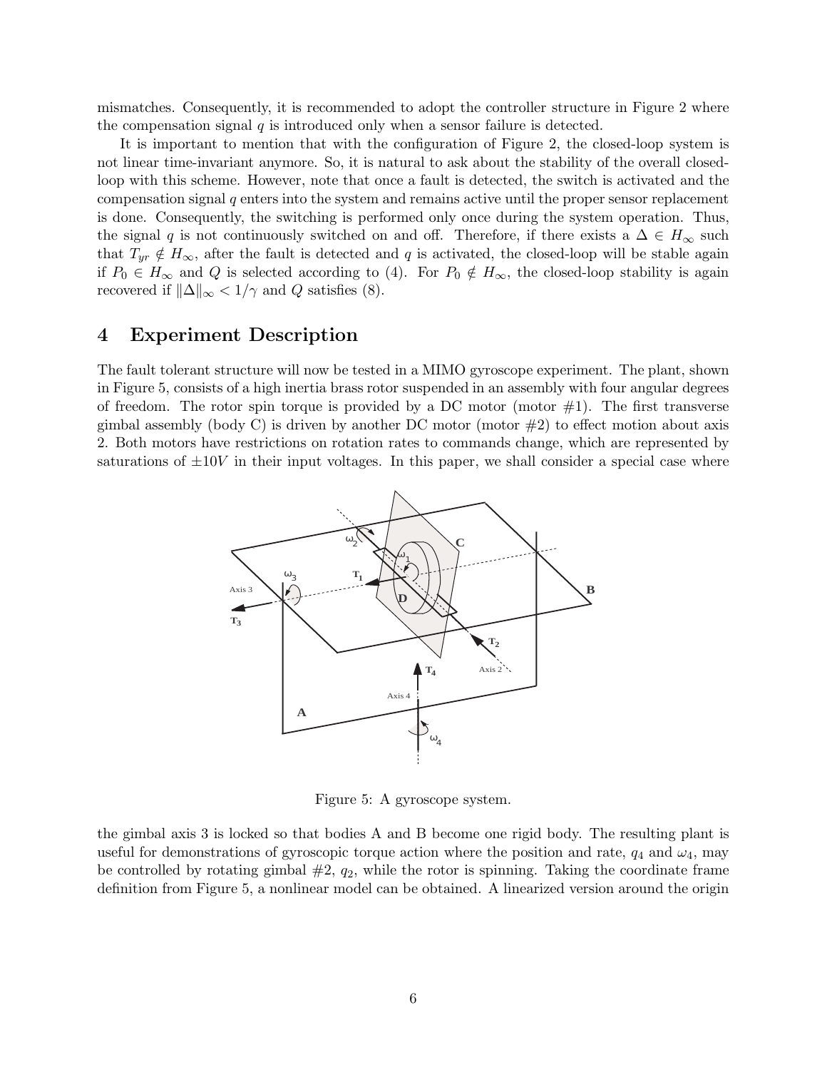mismatches. Consequently, it is recommended to adopt the controller structure in Figure 2 where the compensation signal $q$ is introduced only when a sensor failure is detected.

It is important to mention that with the configuration of Figure 2, the closed-loop system is not linear time-invariant anymore. So, it is natural to ask about the stability of the overall closed-loop with this scheme. However, note that once a fault is detected, the switch is activated and the compensation signal $q$ enters into the system and remains active until the proper sensor replacement is done. Consequently, the switching is performed only once during the system operation. Thus, the signal $q$ is not continuously switched on and off. Therefore, if there exists a $\Delta \in H_\infty$ such that $T_{yr} \notin H_\infty$, after the fault is detected and $q$ is activated, the closed-loop will be stable again if $P_0 \in H_\infty$ and $Q$ is selected according to (4). For $P_0 \notin H_\infty$, the closed-loop stability is again recovered if $\|\Delta\|_\infty < 1/\gamma$ and $Q$ satisfies (8).

# 4 Experiment Description

The fault tolerant structure will now be tested in a MIMO gyroscope experiment. The plant, shown in Figure 5, consists of a high inertia brass rotor suspended in an assembly with four angular degrees of freedom. The rotor spin torque is provided by a DC motor (motor #1). The first transverse gimbal assembly (body C) is driven by another DC motor (motor #2) to effect motion about axis 2. Both motors have restrictions on rotation rates to commands change, which are represented by saturations of $\pm 10V$ in their input voltages. In this paper, we shall consider a special case where

Figure 5: A gyroscope system.

the gimbal axis 3 is locked so that bodies A and B become one rigid body. The resulting plant is useful for demonstrations of gyroscopic torque action where the position and rate, $q_4$ and $\omega_4$, may be controlled by rotating gimbal #2, $q_2$, while the rotor is spinning. Taking the coordinate frame definition from Figure 5, a nonlinear model can be obtained. A linearized version around the origin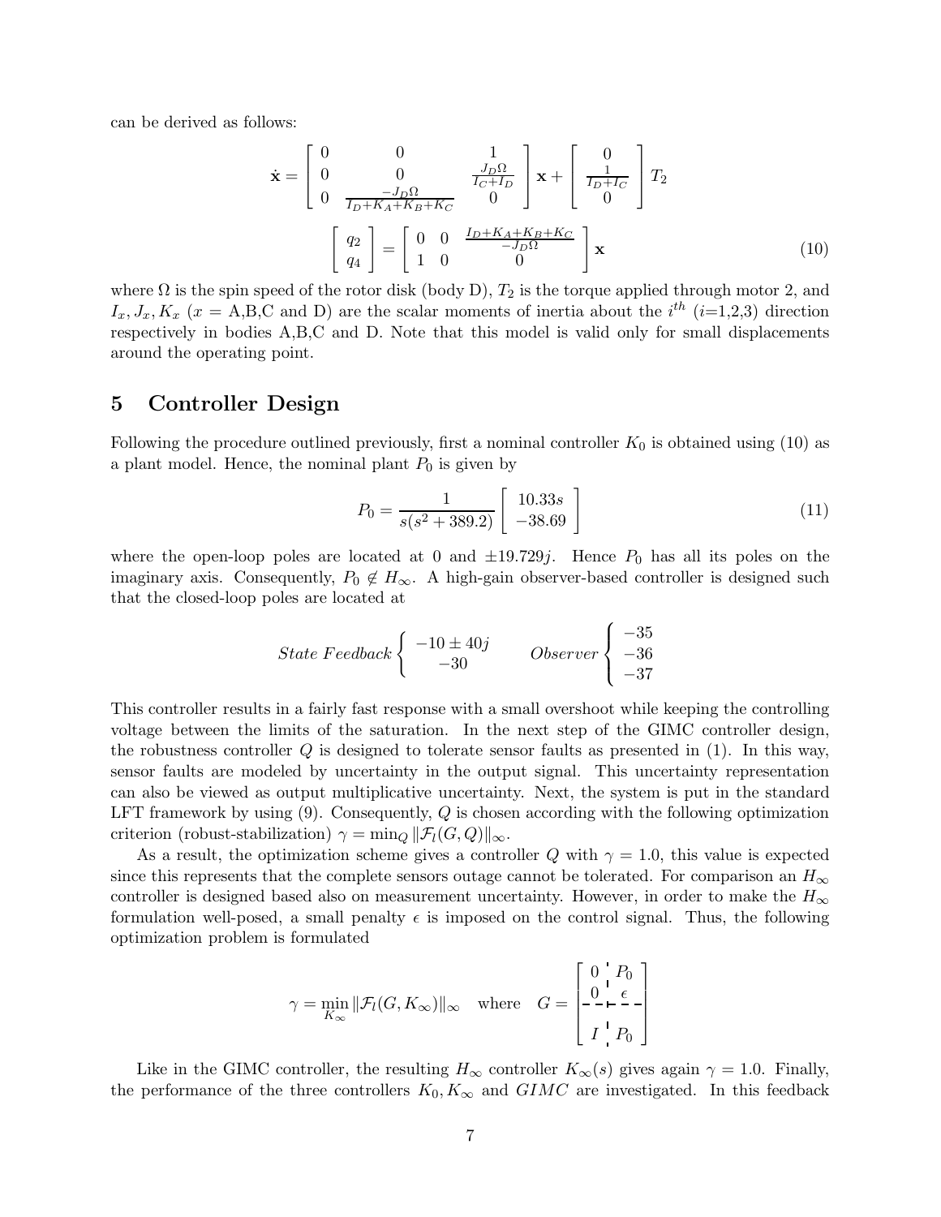can be derived as follows:

$$
\dot{\mathbf{x}} = \begin{bmatrix} 0 & 0 & 1 \\ 0 & 0 & \frac{J_D \Omega}{I_C + I_D} \\ 0 & \frac{-J_D \Omega}{I_D + K_A + K_B + K_C} & 0 \end{bmatrix} \mathbf{x} + \begin{bmatrix} 0 \\ \frac{1}{I_D + I_C} \\ 0 \end{bmatrix} T_2
$$

$$
\begin{bmatrix} q_2 \\ q_4 \end{bmatrix} = \begin{bmatrix} 0 & 0 & \frac{I_D + K_A + K_B + K_C}{-J_D \Omega} \\ 1 & 0 & 0 \end{bmatrix} \mathbf{x} \tag{10}
$$

where $\Omega$ is the spin speed of the rotor disk (body D), $T_2$ is the torque applied through motor 2, and $I_x, J_x, K_x$ ($x$ = A,B,C and D) are the scalar moments of inertia about the $i^{th}$ ($i$=1,2,3) direction respectively in bodies A,B,C and D. Note that this model is valid only for small displacements around the operating point.

## 5 Controller Design

Following the procedure outlined previously, first a nominal controller $K_0$ is obtained using (10) as a plant model. Hence, the nominal plant $P_0$ is given by

$$
P_0 = \frac{1}{s(s^2 + 389.2)} \begin{bmatrix} 10.33s \\ -38.69 \end{bmatrix} \tag{11}
$$

where the open-loop poles are located at 0 and $\pm 19.729j$. Hence $P_0$ has all its poles on the imaginary axis. Consequently, $P_0 \notin H_\infty$. A high-gain observer-based controller is designed such that the closed-loop poles are located at

$$
State\ Feedback \begin{cases} -10 \pm 40j \\ -30 \end{cases} \qquad Observer \begin{cases} -35 \\ -36 \\ -37 \end{cases}
$$

This controller results in a fairly fast response with a small overshoot while keeping the controlling voltage between the limits of the saturation. In the next step of the GIMC controller design, the robustness controller $Q$ is designed to tolerate sensor faults as presented in (1). In this way, sensor faults are modeled by uncertainty in the output signal. This uncertainty representation can also be viewed as output multiplicative uncertainty. Next, the system is put in the standard LFT framework by using (9). Consequently, $Q$ is chosen according with the following optimization criterion (robust-stabilization) $\gamma = \min_Q \|\mathcal{F}_l(G, Q)\|_\infty$.

As a result, the optimization scheme gives a controller $Q$ with $\gamma = 1.0$, this value is expected since this represents that the complete sensors outage cannot be tolerated. For comparison an $H_\infty$ controller is designed based also on measurement uncertainty. However, in order to make the $H_\infty$ formulation well-posed, a small penalty $\epsilon$ is imposed on the control signal. Thus, the following optimization problem is formulated

$$
\gamma = \min_{K_\infty} \|\mathcal{F}_l(G, K_\infty)\|_\infty \quad \text{where} \quad G = \left[ \begin{array}{c|c} 0 & P_0 \\ 0 & \epsilon \\ \hline I & P_0 \end{array} \right]
$$

Like in the GIMC controller, the resulting $H_\infty$ controller $K_\infty(s)$ gives again $\gamma = 1.0$. Finally, the performance of the three controllers $K_0, K_\infty$ and $GIMC$ are investigated. In this feedback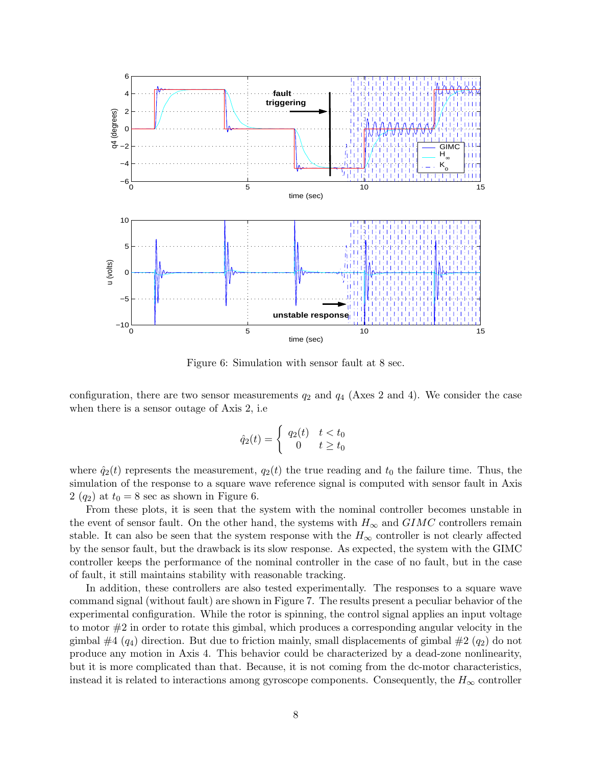Figure 6: Simulation with sensor fault at 8 sec.

configuration, there are two sensor measurements $q_2$ and $q_4$ (Axes 2 and 4). We consider the case when there is a sensor outage of Axis 2, i.e

$$\hat{q}_2(t) = \begin{cases} q_2(t) & t < t_0 \\ 0 & t \geq t_0 \end{cases}$$

where $\hat{q}_2(t)$ represents the measurement, $q_2(t)$ the true reading and $t_0$ the failure time. Thus, the simulation of the response to a square wave reference signal is computed with sensor fault in Axis 2 ($q_2$) at $t_0 = 8$ sec as shown in Figure 6.

From these plots, it is seen that the system with the nominal controller becomes unstable in the event of sensor fault. On the other hand, the systems with $H_\infty$ and $GIMC$ controllers remain stable. It can also be seen that the system response with the $H_\infty$ controller is not clearly affected by the sensor fault, but the drawback is its slow response. As expected, the system with the GIMC controller keeps the performance of the nominal controller in the case of no fault, but in the case of fault, it still maintains stability with reasonable tracking.

In addition, these controllers are also tested experimentally. The responses to a square wave command signal (without fault) are shown in Figure 7. The results present a peculiar behavior of the experimental configuration. While the rotor is spinning, the control signal applies an input voltage to motor #2 in order to rotate this gimbal, which produces a corresponding angular velocity in the gimbal #4 ($q_4$) direction. But due to friction mainly, small displacements of gimbal #2 ($q_2$) do not produce any motion in Axis 4. This behavior could be characterized by a dead-zone nonlinearity, but it is more complicated than that. Because, it is not coming from the dc-motor characteristics, instead it is related to interactions among gyroscope components. Consequently, the $H_\infty$ controller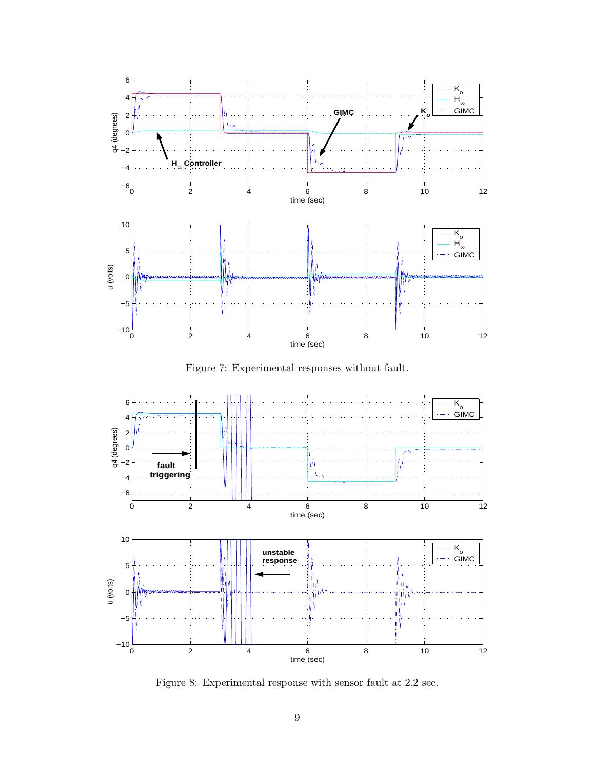Figure 7: Experimental responses without fault.

Figure 8: Experimental response with sensor fault at 2.2 sec.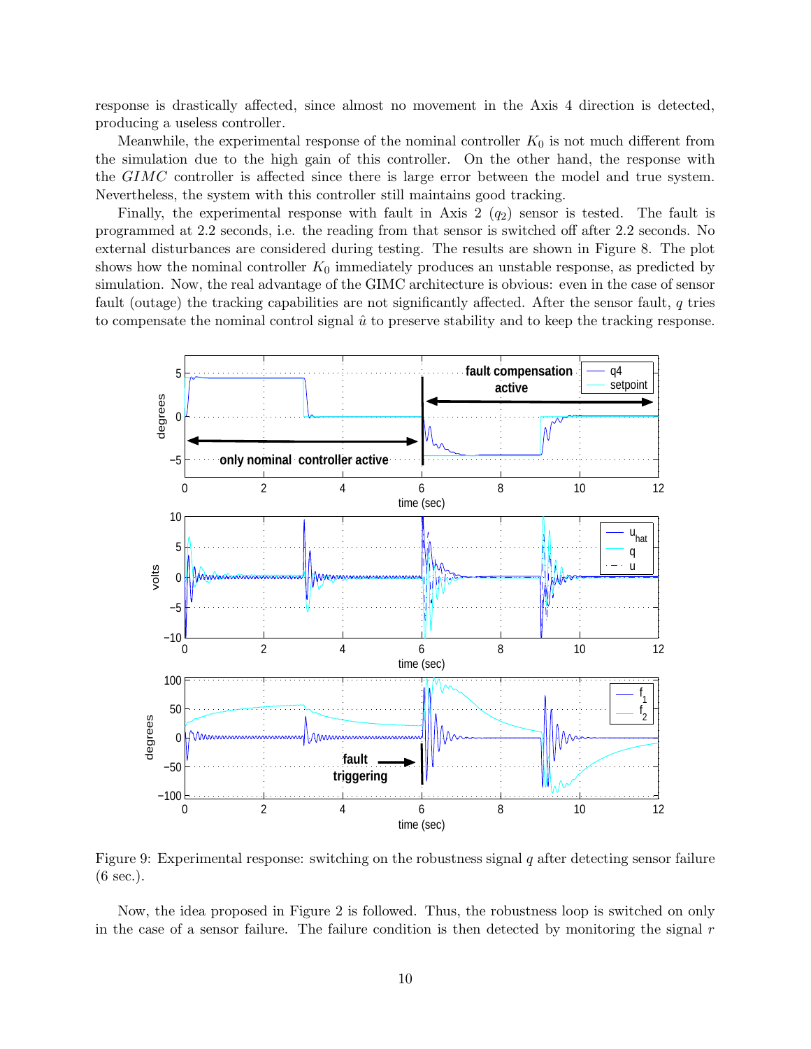response is drastically affected, since almost no movement in the Axis 4 direction is detected, producing a useless controller.

Meanwhile, the experimental response of the nominal controller $K_0$ is not much different from the simulation due to the high gain of this controller. On the other hand, the response with the *GIMC* controller is affected since there is large error between the model and true system. Nevertheless, the system with this controller still maintains good tracking.

Finally, the experimental response with fault in Axis 2 ($q_2$) sensor is tested. The fault is programmed at 2.2 seconds, i.e. the reading from that sensor is switched off after 2.2 seconds. No external disturbances are considered during testing. The results are shown in Figure 8. The plot shows how the nominal controller $K_0$ immediately produces an unstable response, as predicted by simulation. Now, the real advantage of the GIMC architecture is obvious: even in the case of sensor fault (outage) the tracking capabilities are not significantly affected. After the sensor fault, $q$ tries to compensate the nominal control signal $\hat{u}$ to preserve stability and to keep the tracking response.

Figure 9: Experimental response: switching on the robustness signal $q$ after detecting sensor failure (6 sec.).

Now, the idea proposed in Figure 2 is followed. Thus, the robustness loop is switched on only in the case of a sensor failure. The failure condition is then detected by monitoring the signal $r$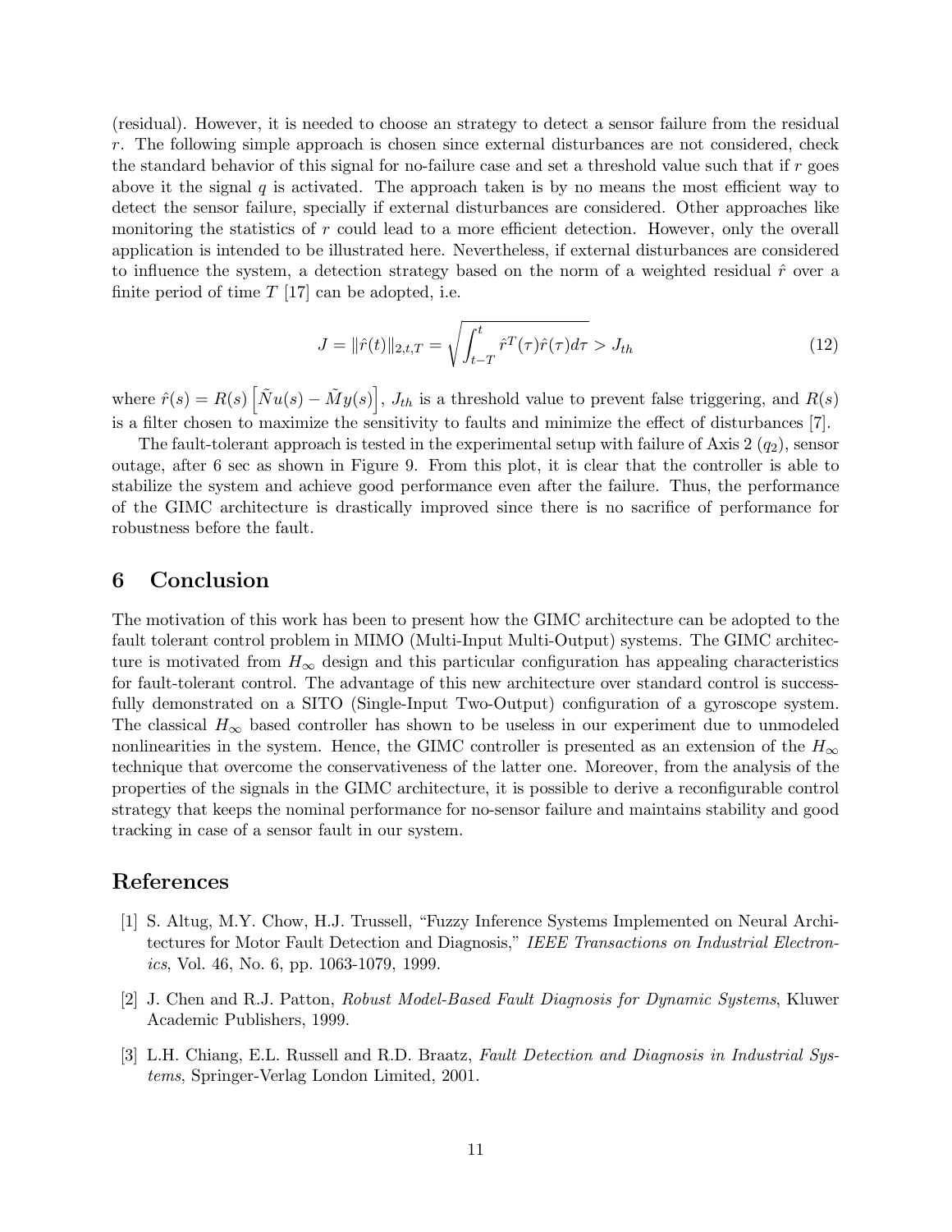(residual). However, it is needed to choose an strategy to detect a sensor failure from the residual $r$. The following simple approach is chosen since external disturbances are not considered, check the standard behavior of this signal for no-failure case and set a threshold value such that if $r$ goes above it the signal $q$ is activated. The approach taken is by no means the most efficient way to detect the sensor failure, specially if external disturbances are considered. Other approaches like monitoring the statistics of $r$ could lead to a more efficient detection. However, only the overall application is intended to be illustrated here. Nevertheless, if external disturbances are considered to influence the system, a detection strategy based on the norm of a weighted residual $\hat{r}$ over a finite period of time $T$ [17] can be adopted, i.e.

$$J = \|\hat{r}(t)\|_{2,t,T} = \sqrt{\int_{t-T}^{t} \hat{r}^T(\tau)\hat{r}(\tau)d\tau} > J_{th} \tag{12}$$

where $\hat{r}(s) = R(s)\left[\tilde{N}u(s) - \tilde{M}y(s)\right]$, $J_{th}$ is a threshold value to prevent false triggering, and $R(s)$ is a filter chosen to maximize the sensitivity to faults and minimize the effect of disturbances [7].

The fault-tolerant approach is tested in the experimental setup with failure of Axis 2 ($q_2$), sensor outage, after 6 sec as shown in Figure 9. From this plot, it is clear that the controller is able to stabilize the system and achieve good performance even after the failure. Thus, the performance of the GIMC architecture is drastically improved since there is no sacrifice of performance for robustness before the fault.

## 6 Conclusion

The motivation of this work has been to present how the GIMC architecture can be adopted to the fault tolerant control problem in MIMO (Multi-Input Multi-Output) systems. The GIMC architecture is motivated from $H_\infty$ design and this particular configuration has appealing characteristics for fault-tolerant control. The advantage of this new architecture over standard control is successfully demonstrated on a SITO (Single-Input Two-Output) configuration of a gyroscope system. The classical $H_\infty$ based controller has shown to be useless in our experiment due to unmodeled nonlinearities in the system. Hence, the GIMC controller is presented as an extension of the $H_\infty$ technique that overcome the conservativeness of the latter one. Moreover, from the analysis of the properties of the signals in the GIMC architecture, it is possible to derive a reconfigurable control strategy that keeps the nominal performance for no-sensor failure and maintains stability and good tracking in case of a sensor fault in our system.

## References

[1] S. Altug, M.Y. Chow, H.J. Trussell, "Fuzzy Inference Systems Implemented on Neural Architectures for Motor Fault Detection and Diagnosis," *IEEE Transactions on Industrial Electronics*, Vol. 46, No. 6, pp. 1063-1079, 1999.

[2] J. Chen and R.J. Patton, *Robust Model-Based Fault Diagnosis for Dynamic Systems*, Kluwer Academic Publishers, 1999.

[3] L.H. Chiang, E.L. Russell and R.D. Braatz, *Fault Detection and Diagnosis in Industrial Systems*, Springer-Verlag London Limited, 2001.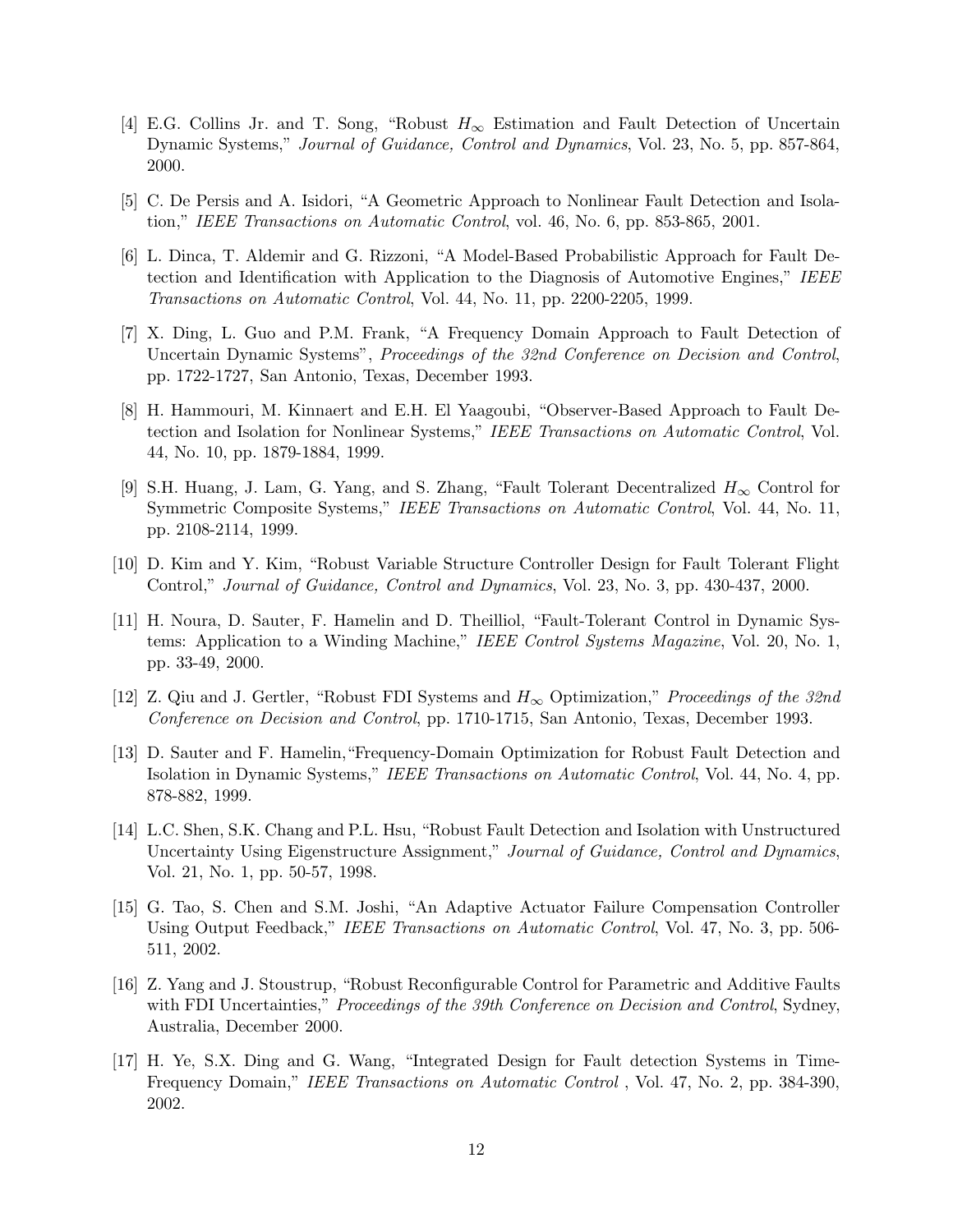[4] E.G. Collins Jr. and T. Song, "Robust $H_\infty$ Estimation and Fault Detection of Uncertain Dynamic Systems," *Journal of Guidance, Control and Dynamics*, Vol. 23, No. 5, pp. 857-864, 2000.

[5] C. De Persis and A. Isidori, "A Geometric Approach to Nonlinear Fault Detection and Isolation," *IEEE Transactions on Automatic Control*, vol. 46, No. 6, pp. 853-865, 2001.

[6] L. Dinca, T. Aldemir and G. Rizzoni, "A Model-Based Probabilistic Approach for Fault Detection and Identification with Application to the Diagnosis of Automotive Engines," *IEEE Transactions on Automatic Control*, Vol. 44, No. 11, pp. 2200-2205, 1999.

[7] X. Ding, L. Guo and P.M. Frank, "A Frequency Domain Approach to Fault Detection of Uncertain Dynamic Systems", *Proceedings of the 32nd Conference on Decision and Control*, pp. 1722-1727, San Antonio, Texas, December 1993.

[8] H. Hammouri, M. Kinnaert and E.H. El Yaagoubi, "Observer-Based Approach to Fault Detection and Isolation for Nonlinear Systems," *IEEE Transactions on Automatic Control*, Vol. 44, No. 10, pp. 1879-1884, 1999.

[9] S.H. Huang, J. Lam, G. Yang, and S. Zhang, "Fault Tolerant Decentralized $H_\infty$ Control for Symmetric Composite Systems," *IEEE Transactions on Automatic Control*, Vol. 44, No. 11, pp. 2108-2114, 1999.

[10] D. Kim and Y. Kim, "Robust Variable Structure Controller Design for Fault Tolerant Flight Control," *Journal of Guidance, Control and Dynamics*, Vol. 23, No. 3, pp. 430-437, 2000.

[11] H. Noura, D. Sauter, F. Hamelin and D. Theilliol, "Fault-Tolerant Control in Dynamic Systems: Application to a Winding Machine," *IEEE Control Systems Magazine*, Vol. 20, No. 1, pp. 33-49, 2000.

[12] Z. Qiu and J. Gertler, "Robust FDI Systems and $H_\infty$ Optimization," *Proceedings of the 32nd Conference on Decision and Control*, pp. 1710-1715, San Antonio, Texas, December 1993.

[13] D. Sauter and F. Hamelin,"Frequency-Domain Optimization for Robust Fault Detection and Isolation in Dynamic Systems," *IEEE Transactions on Automatic Control*, Vol. 44, No. 4, pp. 878-882, 1999.

[14] L.C. Shen, S.K. Chang and P.L. Hsu, "Robust Fault Detection and Isolation with Unstructured Uncertainty Using Eigenstructure Assignment," *Journal of Guidance, Control and Dynamics*, Vol. 21, No. 1, pp. 50-57, 1998.

[15] G. Tao, S. Chen and S.M. Joshi, "An Adaptive Actuator Failure Compensation Controller Using Output Feedback," *IEEE Transactions on Automatic Control*, Vol. 47, No. 3, pp. 506-511, 2002.

[16] Z. Yang and J. Stoustrup, "Robust Reconfigurable Control for Parametric and Additive Faults with FDI Uncertainties," *Proceedings of the 39th Conference on Decision and Control*, Sydney, Australia, December 2000.

[17] H. Ye, S.X. Ding and G. Wang, "Integrated Design for Fault detection Systems in Time-Frequency Domain," *IEEE Transactions on Automatic Control* , Vol. 47, No. 2, pp. 384-390, 2002.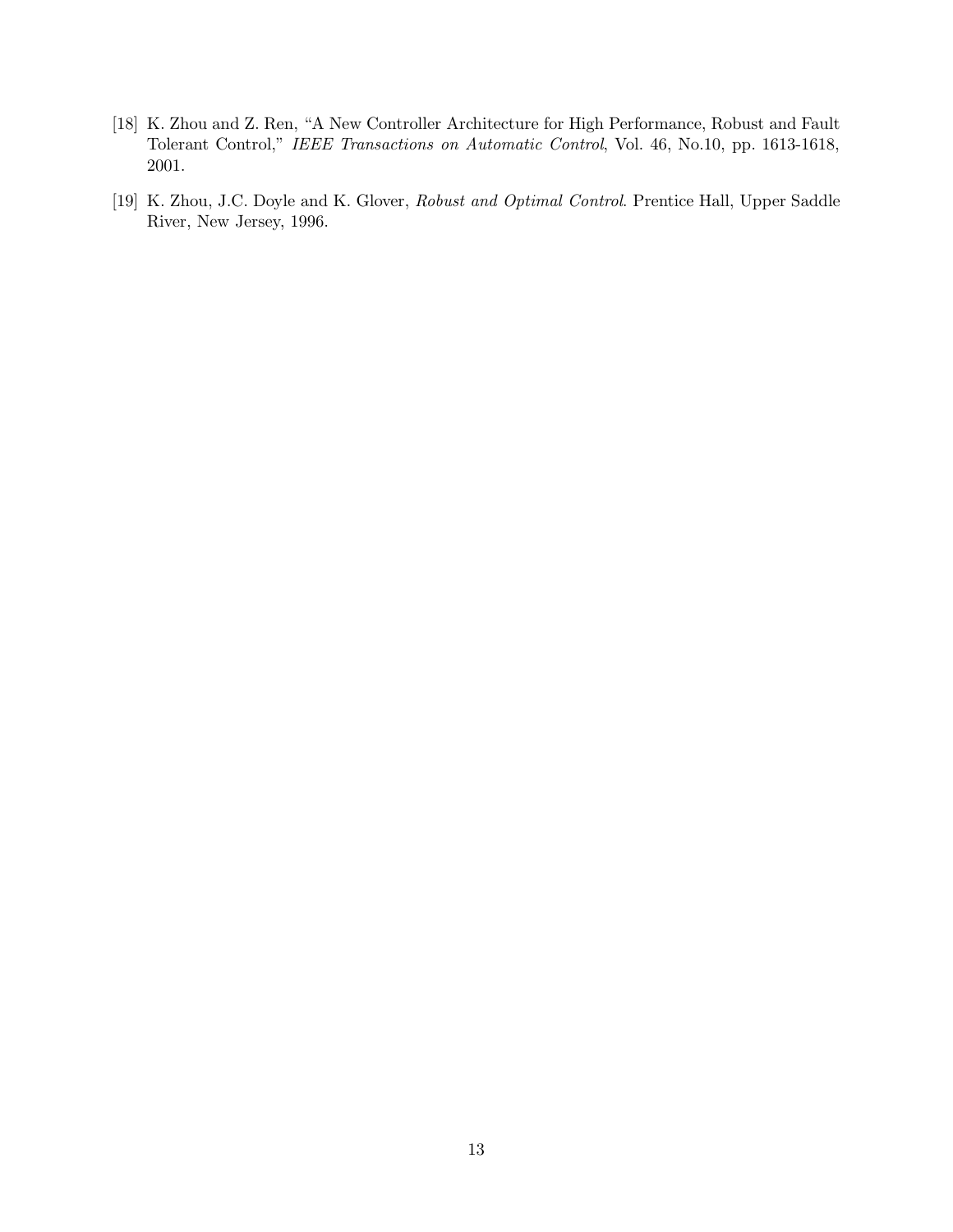[18] K. Zhou and Z. Ren, "A New Controller Architecture for High Performance, Robust and Fault Tolerant Control," *IEEE Transactions on Automatic Control*, Vol. 46, No.10, pp. 1613-1618, 2001.

[19] K. Zhou, J.C. Doyle and K. Glover, *Robust and Optimal Control*. Prentice Hall, Upper Saddle River, New Jersey, 1996.